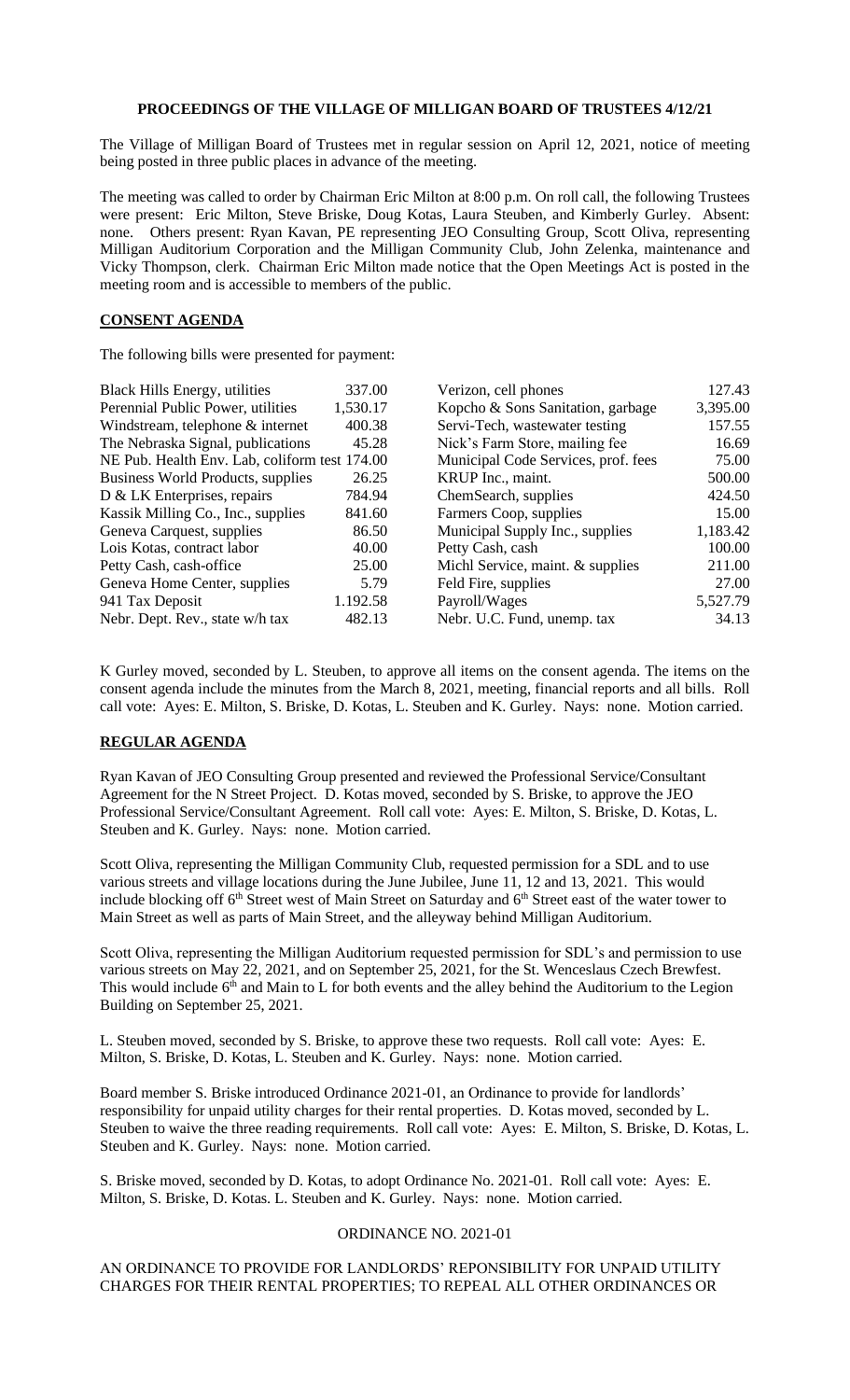# PROCEEDINGS OF THE VILLAGE OF MILLIGAN BOARD OF TRUSTEES 4/12/21

The Village of Milligan Board of Trustees met in regular session on April 12, 2021, notice of meeting being posted in three public places in advance of the meeting.

The meeting was called to order by Chairman Eric Milton at 8:00 p.m. On roll call, the following Trustees were present: Eric Milton, Steve Briske, Doug Kotas, Laura Steuben, and Kimberly Gurley. Absent: none. Others present: Ryan Kavan, PE representing JEO Consulting Group, Scott Oliva, representing Milligan Auditorium Corporation and the Milligan Community Club, John Zelenka, maintenance and Vicky Thompson, clerk. Chairman Eric Milton made notice that the Open Meetings Act is posted in the meeting room and is accessible to members of the public.

## CONSENT AGENDA

The following bills were presented for payment:

| | | | |
|---|---|---|---|
| Black Hills Energy, utilities | 337.00 | Verizon, cell phones | 127.43 |
| Perennial Public Power, utilities | 1,530.17 | Kopcho & Sons Sanitation, garbage | 3,395.00 |
| Windstream, telephone & internet | 400.38 | Servi-Tech, wastewater testing | 157.55 |
| The Nebraska Signal, publications | 45.28 | Nick's Farm Store, mailing fee | 16.69 |
| NE Pub. Health Env. Lab, coliform test | 174.00 | Municipal Code Services, prof. fees | 75.00 |
| Business World Products, supplies | 26.25 | KRUP Inc., maint. | 500.00 |
| D & LK Enterprises, repairs | 784.94 | ChemSearch, supplies | 424.50 |
| Kassik Milling Co., Inc., supplies | 841.60 | Farmers Coop, supplies | 15.00 |
| Geneva Carquest, supplies | 86.50 | Municipal Supply Inc., supplies | 1,183.42 |
| Lois Kotas, contract labor | 40.00 | Petty Cash, cash | 100.00 |
| Petty Cash, cash-office | 25.00 | Michl Service, maint. & supplies | 211.00 |
| Geneva Home Center, supplies | 5.79 | Feld Fire, supplies | 27.00 |
| 941 Tax Deposit | 1.192.58 | Payroll/Wages | 5,527.79 |
| Nebr. Dept. Rev., state w/h tax | 482.13 | Nebr. U.C. Fund, unemp. tax | 34.13 |

K Gurley moved, seconded by L. Steuben, to approve all items on the consent agenda. The items on the consent agenda include the minutes from the March 8, 2021, meeting, financial reports and all bills. Roll call vote: Ayes: E. Milton, S. Briske, D. Kotas, L. Steuben and K. Gurley. Nays: none. Motion carried.

## REGULAR AGENDA

Ryan Kavan of JEO Consulting Group presented and reviewed the Professional Service/Consultant Agreement for the N Street Project. D. Kotas moved, seconded by S. Briske, to approve the JEO Professional Service/Consultant Agreement. Roll call vote: Ayes: E. Milton, S. Briske, D. Kotas, L. Steuben and K. Gurley. Nays: none. Motion carried.

Scott Oliva, representing the Milligan Community Club, requested permission for a SDL and to use various streets and village locations during the June Jubilee, June 11, 12 and 13, 2021. This would include blocking off 6th Street west of Main Street on Saturday and 6th Street east of the water tower to Main Street as well as parts of Main Street, and the alleyway behind Milligan Auditorium.

Scott Oliva, representing the Milligan Auditorium requested permission for SDL's and permission to use various streets on May 22, 2021, and on September 25, 2021, for the St. Wenceslaus Czech Brewfest. This would include 6th and Main to L for both events and the alley behind the Auditorium to the Legion Building on September 25, 2021.

L. Steuben moved, seconded by S. Briske, to approve these two requests. Roll call vote: Ayes: E. Milton, S. Briske, D. Kotas, L. Steuben and K. Gurley. Nays: none. Motion carried.

Board member S. Briske introduced Ordinance 2021-01, an Ordinance to provide for landlords' responsibility for unpaid utility charges for their rental properties. D. Kotas moved, seconded by L. Steuben to waive the three reading requirements. Roll call vote: Ayes: E. Milton, S. Briske, D. Kotas, L. Steuben and K. Gurley. Nays: none. Motion carried.

S. Briske moved, seconded by D. Kotas, to adopt Ordinance No. 2021-01. Roll call vote: Ayes: E. Milton, S. Briske, D. Kotas. L. Steuben and K. Gurley. Nays: none. Motion carried.

ORDINANCE NO. 2021-01

AN ORDINANCE TO PROVIDE FOR LANDLORDS' REPONSIBILITY FOR UNPAID UTILITY CHARGES FOR THEIR RENTAL PROPERTIES; TO REPEAL ALL OTHER ORDINANCES OR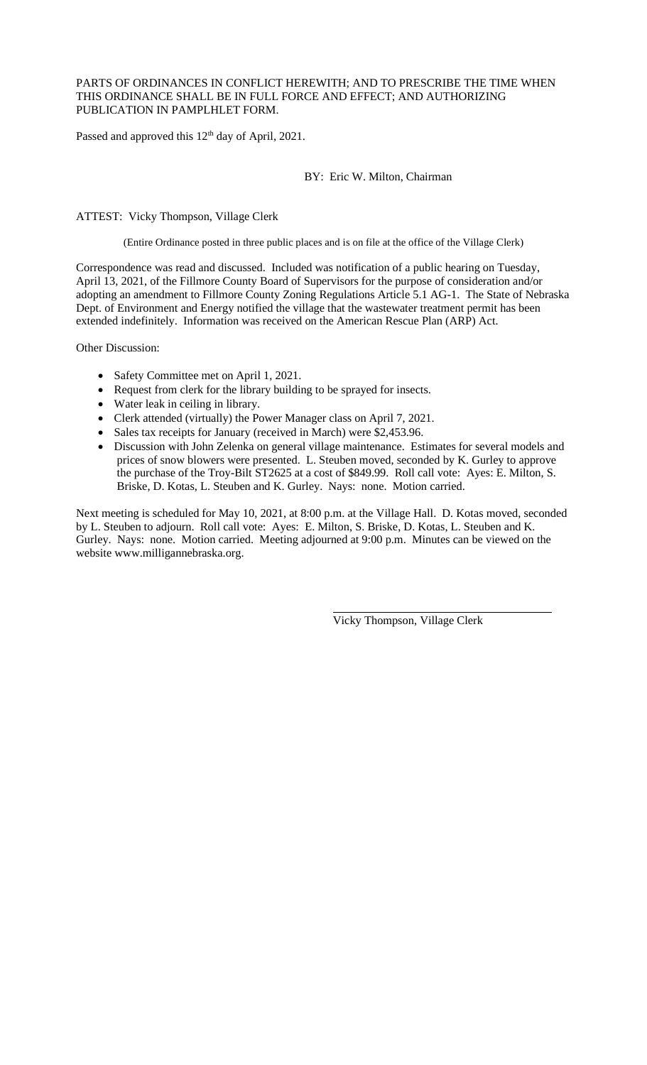PARTS OF ORDINANCES IN CONFLICT HEREWITH; AND TO PRESCRIBE THE TIME WHEN THIS ORDINANCE SHALL BE IN FULL FORCE AND EFFECT; AND AUTHORIZING PUBLICATION IN PAMPLHLET FORM.

Passed and approved this 12th day of April, 2021.

BY: Eric W. Milton, Chairman

ATTEST: Vicky Thompson, Village Clerk

(Entire Ordinance posted in three public places and is on file at the office of the Village Clerk)

Correspondence was read and discussed. Included was notification of a public hearing on Tuesday, April 13, 2021, of the Fillmore County Board of Supervisors for the purpose of consideration and/or adopting an amendment to Fillmore County Zoning Regulations Article 5.1 AG-1. The State of Nebraska Dept. of Environment and Energy notified the village that the wastewater treatment permit has been extended indefinitely. Information was received on the American Rescue Plan (ARP) Act.

Other Discussion:

- Safety Committee met on April 1, 2021.
- Request from clerk for the library building to be sprayed for insects.
- Water leak in ceiling in library.
- Clerk attended (virtually) the Power Manager class on April 7, 2021.
- Sales tax receipts for January (received in March) were $2,453.96.
- Discussion with John Zelenka on general village maintenance. Estimates for several models and prices of snow blowers were presented. L. Steuben moved, seconded by K. Gurley to approve the purchase of the Troy-Bilt ST2625 at a cost of $849.99. Roll call vote: Ayes: E. Milton, S. Briske, D. Kotas, L. Steuben and K. Gurley. Nays: none. Motion carried.

Next meeting is scheduled for May 10, 2021, at 8:00 p.m. at the Village Hall. D. Kotas moved, seconded by L. Steuben to adjourn. Roll call vote: Ayes: E. Milton, S. Briske, D. Kotas, L. Steuben and K. Gurley. Nays: none. Motion carried. Meeting adjourned at 9:00 p.m. Minutes can be viewed on the website www.millignannebraska.org.

Vicky Thompson, Village Clerk